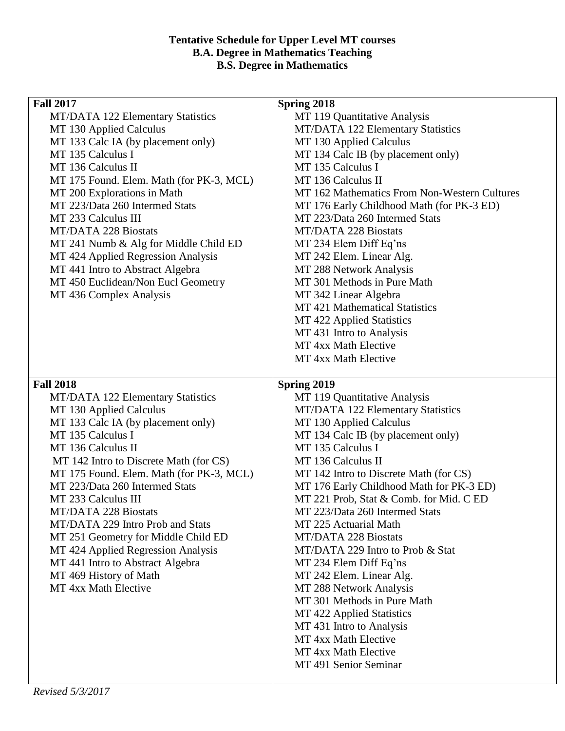**Tentative Schedule for Upper Level MT courses**
**B.A. Degree in Mathematics Teaching**
**B.S. Degree in Mathematics**

| **Fall 2017** | **Spring 2018** |
|---|---|
| MT/DATA 122 Elementary Statistics<br>MT 130 Applied Calculus<br>MT 133 Calc IA (by placement only)<br>MT 135 Calculus I<br>MT 136 Calculus II<br>MT 175 Found. Elem. Math (for PK-3, MCL)<br>MT 200 Explorations in Math<br>MT 223/Data 260 Intermed Stats<br>MT 233 Calculus III<br>MT/DATA 228 Biostats<br>MT 241 Numb & Alg for Middle Child ED<br>MT 424 Applied Regression Analysis<br>MT 441 Intro to Abstract Algebra<br>MT 450 Euclidean/Non Eucl Geometry<br>MT 436 Complex Analysis | MT 119 Quantitative Analysis<br>MT/DATA 122 Elementary Statistics<br>MT 130 Applied Calculus<br>MT 134 Calc IB (by placement only)<br>MT 135 Calculus I<br>MT 136 Calculus II<br>MT 162 Mathematics From Non-Western Cultures<br>MT 176 Early Childhood Math (for PK-3 ED)<br>MT 223/Data 260 Intermed Stats<br>MT/DATA 228 Biostats<br>MT 234 Elem Diff Eq'ns<br>MT 242 Elem. Linear Alg.<br>MT 288 Network Analysis<br>MT 301 Methods in Pure Math<br>MT 342 Linear Algebra<br>MT 421 Mathematical Statistics<br>MT 422 Applied Statistics<br>MT 431 Intro to Analysis<br>MT 4xx Math Elective<br>MT 4xx Math Elective |
| **Fall 2018** | **Spring 2019** |
| MT/DATA 122 Elementary Statistics<br>MT 130 Applied Calculus<br>MT 133 Calc IA (by placement only)<br>MT 135 Calculus I<br>MT 136 Calculus II<br>MT 142 Intro to Discrete Math (for CS)<br>MT 175 Found. Elem. Math (for PK-3, MCL)<br>MT 223/Data 260 Intermed Stats<br>MT 233 Calculus III<br>MT/DATA 228 Biostats<br>MT/DATA 229 Intro Prob and Stats<br>MT 251 Geometry for Middle Child ED<br>MT 424 Applied Regression Analysis<br>MT 441 Intro to Abstract Algebra<br>MT 469 History of Math<br>MT 4xx Math Elective | MT 119 Quantitative Analysis<br>MT/DATA 122 Elementary Statistics<br>MT 130 Applied Calculus<br>MT 134 Calc IB (by placement only)<br>MT 135 Calculus I<br>MT 136 Calculus II<br>MT 142 Intro to Discrete Math (for CS)<br>MT 176 Early Childhood Math for PK-3 ED)<br>MT 221 Prob, Stat & Comb. for Mid. C ED<br>MT 223/Data 260 Intermed Stats<br>MT 225 Actuarial Math<br>MT/DATA 228 Biostats<br>MT/DATA 229 Intro to Prob & Stat<br>MT 234 Elem Diff Eq'ns<br>MT 242 Elem. Linear Alg.<br>MT 288 Network Analysis<br>MT 301 Methods in Pure Math<br>MT 422 Applied Statistics<br>MT 431 Intro to Analysis<br>MT 4xx Math Elective<br>MT 4xx Math Elective<br>MT 491 Senior Seminar |

*Revised 5/3/2017*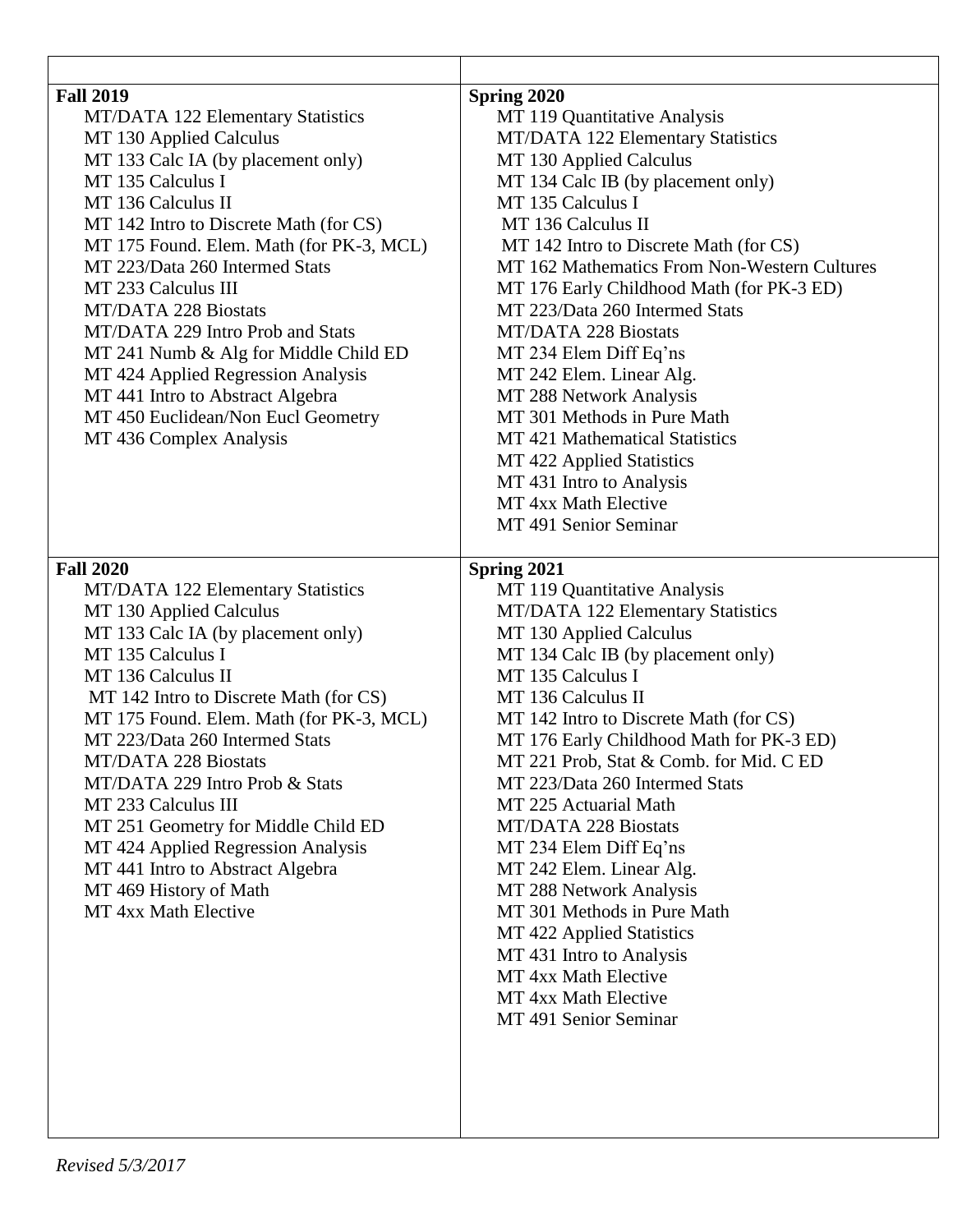| | |
|---|---|
| **Fall 2019**<br>MT/DATA 122 Elementary Statistics<br>MT 130 Applied Calculus<br>MT 133 Calc IA (by placement only)<br>MT 135 Calculus I<br>MT 136 Calculus II<br>MT 142 Intro to Discrete Math (for CS)<br>MT 175 Found. Elem. Math (for PK-3, MCL)<br>MT 223/Data 260 Intermed Stats<br>MT 233 Calculus III<br>MT/DATA 228 Biostats<br>MT/DATA 229 Intro Prob and Stats<br>MT 241 Numb & Alg for Middle Child ED<br>MT 424 Applied Regression Analysis<br>MT 441 Intro to Abstract Algebra<br>MT 450 Euclidean/Non Eucl Geometry<br>MT 436 Complex Analysis | **Spring 2020**<br>MT 119 Quantitative Analysis<br>MT/DATA 122 Elementary Statistics<br>MT 130 Applied Calculus<br>MT 134 Calc IB (by placement only)<br>MT 135 Calculus I<br>MT 136 Calculus II<br>MT 142 Intro to Discrete Math (for CS)<br>MT 162 Mathematics From Non-Western Cultures<br>MT 176 Early Childhood Math (for PK-3 ED)<br>MT 223/Data 260 Intermed Stats<br>MT/DATA 228 Biostats<br>MT 234 Elem Diff Eq'ns<br>MT 242 Elem. Linear Alg.<br>MT 288 Network Analysis<br>MT 301 Methods in Pure Math<br>MT 421 Mathematical Statistics<br>MT 422 Applied Statistics<br>MT 431 Intro to Analysis<br>MT 4xx Math Elective<br>MT 491 Senior Seminar |
| **Fall 2020**<br>MT/DATA 122 Elementary Statistics<br>MT 130 Applied Calculus<br>MT 133 Calc IA (by placement only)<br>MT 135 Calculus I<br>MT 136 Calculus II<br>MT 142 Intro to Discrete Math (for CS)<br>MT 175 Found. Elem. Math (for PK-3, MCL)<br>MT 223/Data 260 Intermed Stats<br>MT/DATA 228 Biostats<br>MT/DATA 229 Intro Prob & Stats<br>MT 233 Calculus III<br>MT 251 Geometry for Middle Child ED<br>MT 424 Applied Regression Analysis<br>MT 441 Intro to Abstract Algebra<br>MT 469 History of Math<br>MT 4xx Math Elective | **Spring 2021**<br>MT 119 Quantitative Analysis<br>MT/DATA 122 Elementary Statistics<br>MT 130 Applied Calculus<br>MT 134 Calc IB (by placement only)<br>MT 135 Calculus I<br>MT 136 Calculus II<br>MT 142 Intro to Discrete Math (for CS)<br>MT 176 Early Childhood Math for PK-3 ED)<br>MT 221 Prob, Stat & Comb. for Mid. C ED<br>MT 223/Data 260 Intermed Stats<br>MT 225 Actuarial Math<br>MT/DATA 228 Biostats<br>MT 234 Elem Diff Eq'ns<br>MT 242 Elem. Linear Alg.<br>MT 288 Network Analysis<br>MT 301 Methods in Pure Math<br>MT 422 Applied Statistics<br>MT 431 Intro to Analysis<br>MT 4xx Math Elective<br>MT 4xx Math Elective<br>MT 491 Senior Seminar |

*Revised 5/3/2017*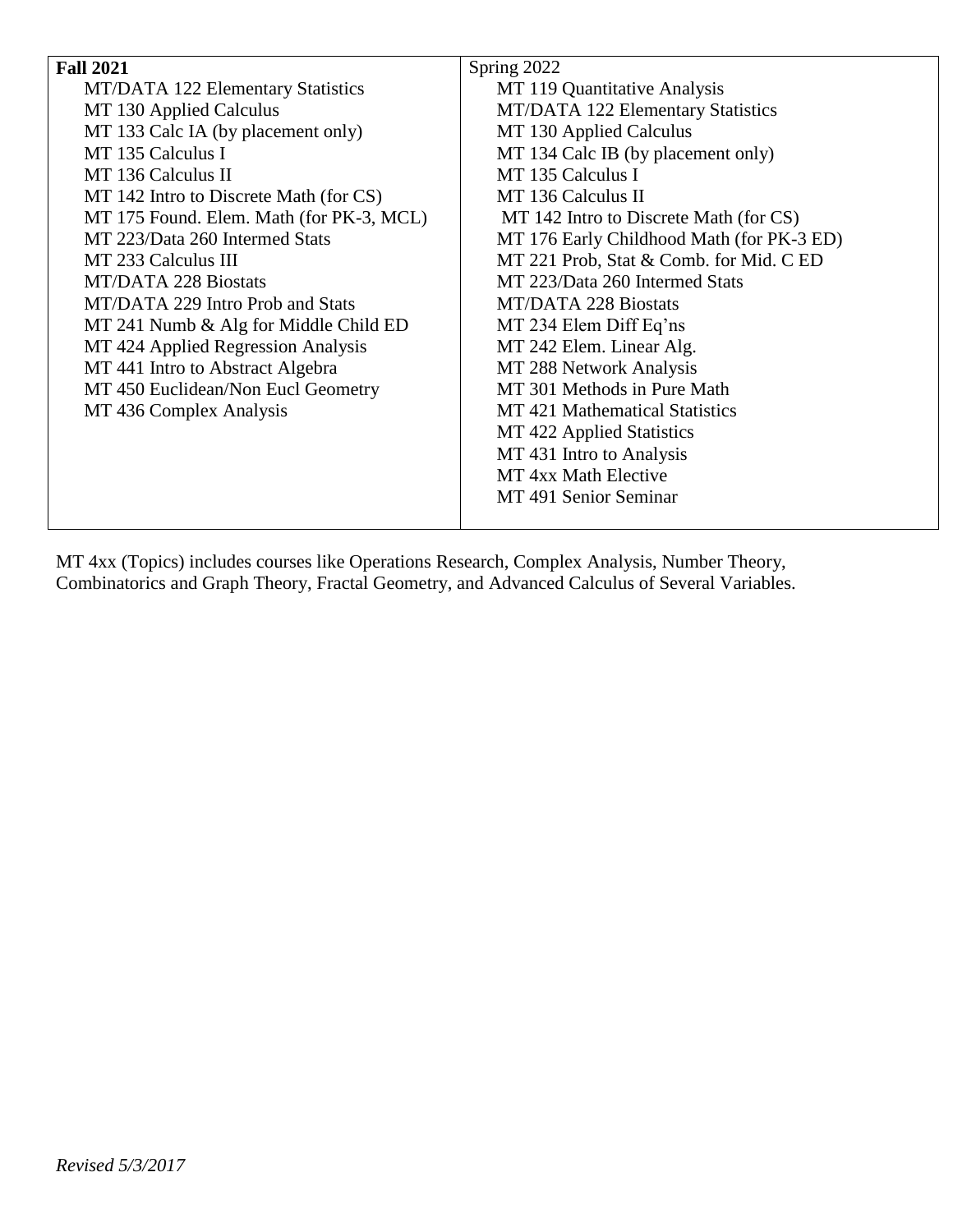| **Fall 2021** | Spring 2022 |
|---|---|
| MT/DATA 122 Elementary Statistics | MT 119 Quantitative Analysis |
| MT 130 Applied Calculus | MT/DATA 122 Elementary Statistics |
| MT 133 Calc IA (by placement only) | MT 130 Applied Calculus |
| MT 135 Calculus I | MT 134 Calc IB (by placement only) |
| MT 136 Calculus II | MT 135 Calculus I |
| MT 142 Intro to Discrete Math (for CS) | MT 136 Calculus II |
| MT 175 Found. Elem. Math (for PK-3, MCL) | MT 142 Intro to Discrete Math (for CS) |
| MT 223/Data 260 Intermed Stats | MT 176 Early Childhood Math (for PK-3 ED) |
| MT 233 Calculus III | MT 221 Prob, Stat & Comb. for Mid. C ED |
| MT/DATA 228 Biostats | MT 223/Data 260 Intermed Stats |
| MT/DATA 229 Intro Prob and Stats | MT/DATA 228 Biostats |
| MT 241 Numb & Alg for Middle Child ED | MT 234 Elem Diff Eq'ns |
| MT 424 Applied Regression Analysis | MT 242 Elem. Linear Alg. |
| MT 441 Intro to Abstract Algebra | MT 288 Network Analysis |
| MT 450 Euclidean/Non Eucl Geometry | MT 301 Methods in Pure Math |
| MT 436 Complex Analysis | MT 421 Mathematical Statistics |
| | MT 422 Applied Statistics |
| | MT 431 Intro to Analysis |
| | MT 4xx Math Elective |
| | MT 491 Senior Seminar |

MT 4xx (Topics) includes courses like Operations Research, Complex Analysis, Number Theory, Combinatorics and Graph Theory, Fractal Geometry, and Advanced Calculus of Several Variables.

*Revised 5/3/2017*